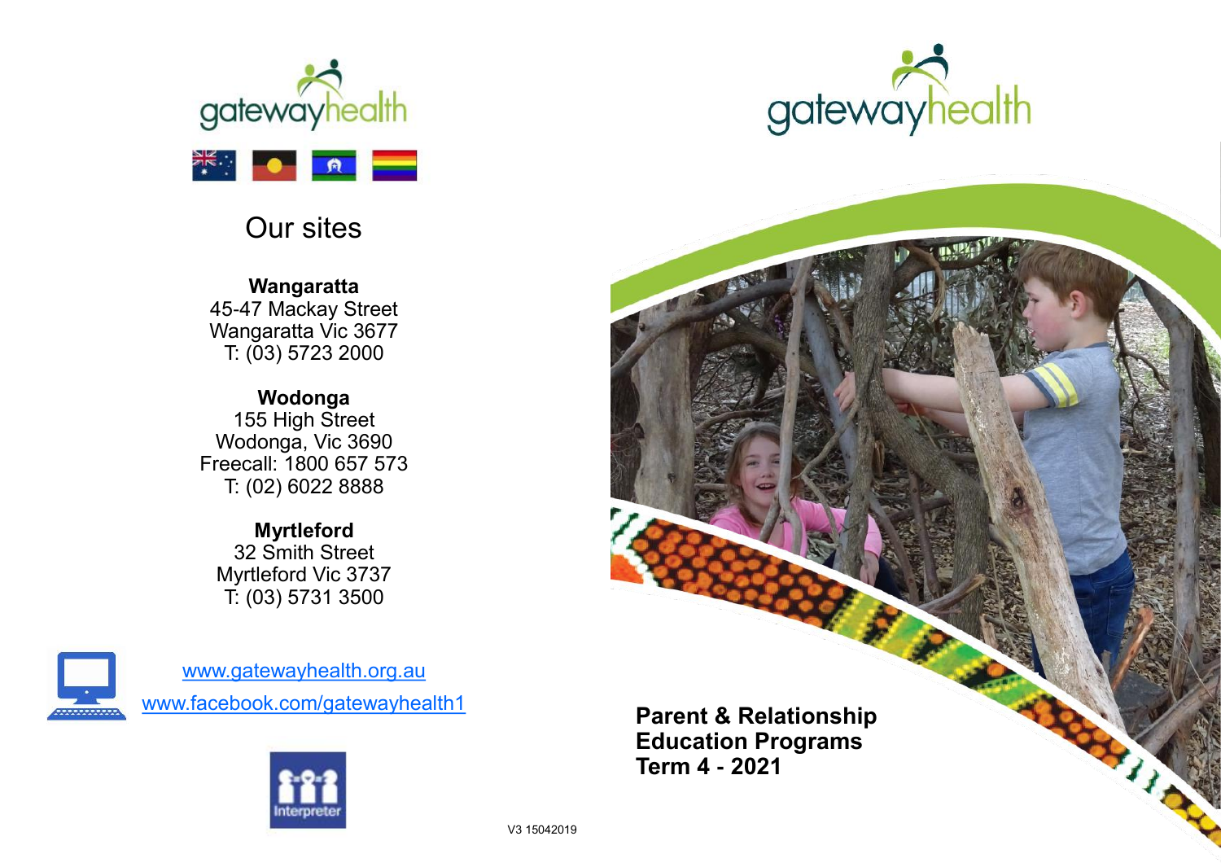gatewayhealth

## Our sites

**Wangaratta**
45-47 Mackay Street
Wangaratta Vic 3677
T: (03) 5723 2000

**Wodonga**
155 High Street
Wodonga, Vic 3690
Freecall: 1800 657 573
T: (02) 6022 8888

**Myrtleford**
32 Smith Street
Myrtleford Vic 3737
T: (03) 5731 3500

www.gatewayhealth.org.au
www.facebook.com/gatewayhealth1

Interpreter

V3 15042019

gatewayhealth

# Parent & Relationship Education Programs Term 4 - 2021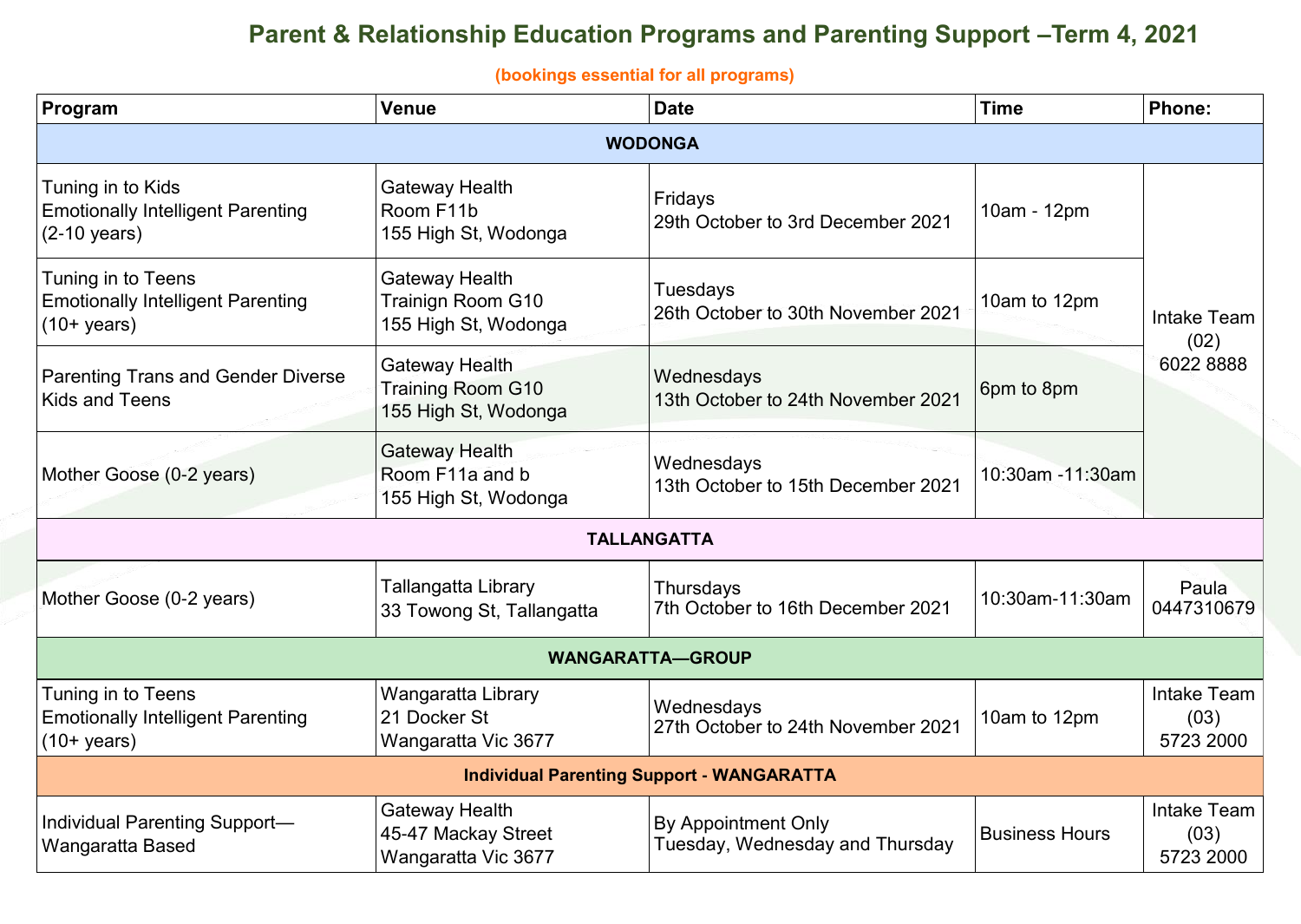# Parent & Relationship Education Programs and Parenting Support –Term 4, 2021

**(bookings essential for all programs)**

| Program | Venue | Date | Time | Phone: |
|---|---|---|---|---|
| **WODONGA** | | | | |
| Tuning in to Kids<br>Emotionally Intelligent Parenting<br>(2-10 years) | Gateway Health<br>Room F11b<br>155 High St, Wodonga | Fridays<br>29th October to 3rd December 2021 | 10am - 12pm | Intake Team<br>(02)<br>6022 8888 |
| Tuning in to Teens<br>Emotionally Intelligent Parenting<br>(10+ years) | Gateway Health<br>Trainign Room G10<br>155 High St, Wodonga | Tuesdays<br>26th October to 30th November 2021 | 10am to 12pm | |
| Parenting Trans and Gender Diverse Kids and Teens | Gateway Health<br>Training Room G10<br>155 High St, Wodonga | Wednesdays<br>13th October to 24th November 2021 | 6pm to 8pm | |
| Mother Goose (0-2 years) | Gateway Health<br>Room F11a and b<br>155 High St, Wodonga | Wednesdays<br>13th October to 15th December 2021 | 10:30am -11:30am | |
| **TALLANGATTA** | | | | |
| Mother Goose (0-2 years) | Tallangatta Library<br>33 Towong St, Tallangatta | Thursdays<br>7th October to 16th December 2021 | 10:30am-11:30am | Paula<br>0447310679 |
| **WANGARATTA—GROUP** | | | | |
| Tuning in to Teens<br>Emotionally Intelligent Parenting<br>(10+ years) | Wangaratta Library<br>21 Docker St<br>Wangaratta Vic 3677 | Wednesdays<br>27th October to 24th November 2021 | 10am to 12pm | Intake Team<br>(03)<br>5723 2000 |
| **Individual Parenting Support - WANGARATTA** | | | | |
| Individual Parenting Support—Wangaratta Based | Gateway Health<br>45-47 Mackay Street<br>Wangaratta Vic 3677 | By Appointment Only<br>Tuesday, Wednesday and Thursday | Business Hours | Intake Team<br>(03)<br>5723 2000 |